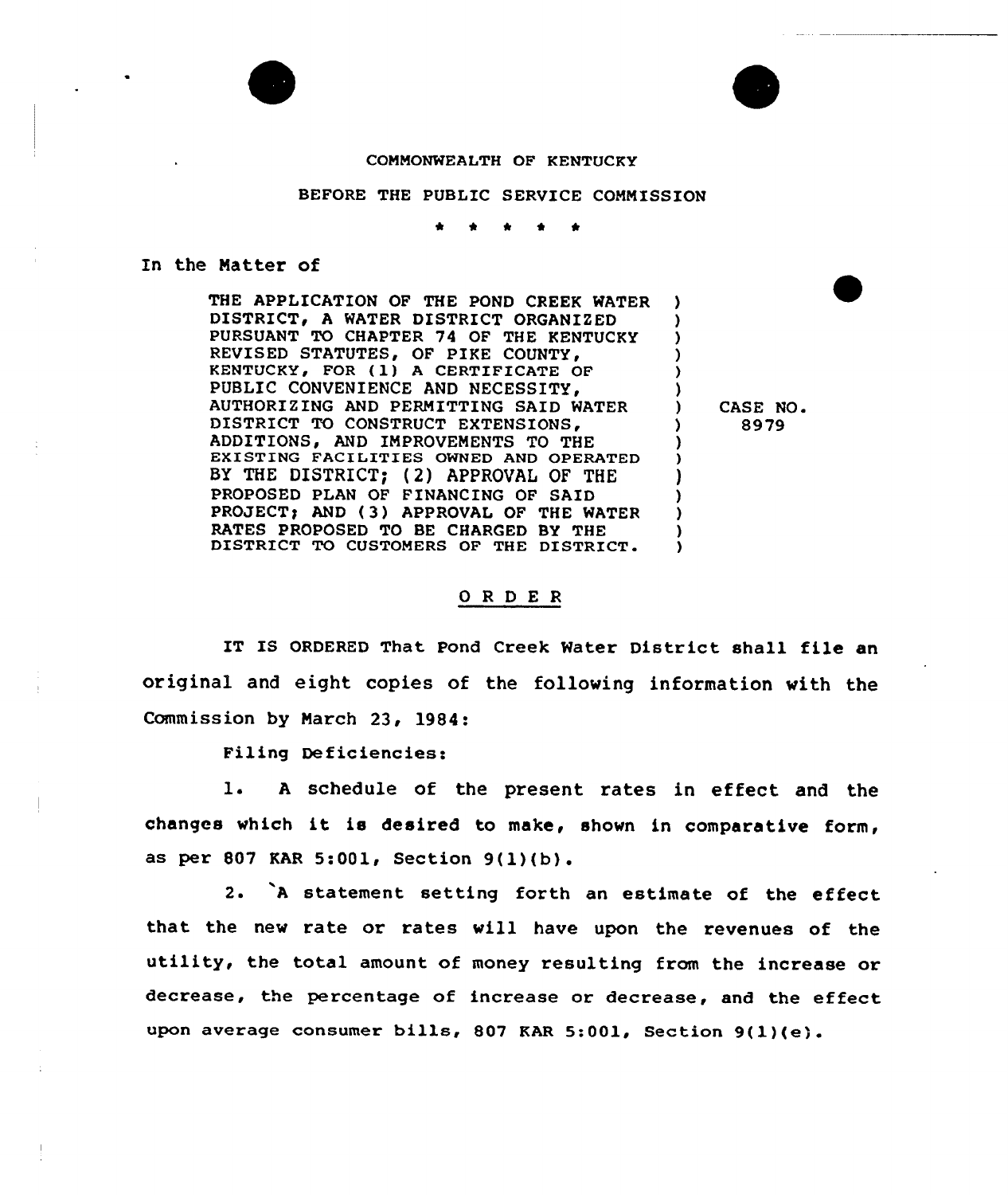COMMONWEALTH OF KENTUCKY

BEFORE THE PUBLIC SERVICE COMMISSION

\* \* \* \* \*

In the Matter of

| | |
|---|---|
| THE APPLICATION OF THE POND CREEK WATER DISTRICT, A WATER DISTRICT ORGANIZED PURSUANT TO CHAPTER 74 OF THE KENTUCKY REVISED STATUTES, OF PIKE COUNTY, KENTUCKY, FOR (1) A CERTIFICATE OF PUBLIC CONVENIENCE AND NECESSITY, AUTHORIZING AND PERMITTING SAID WATER DISTRICT TO CONSTRUCT EXTENSIONS, ADDITIONS, AND IMPROVEMENTS TO THE EXISTING FACILITIES OWNED AND OPERATED BY THE DISTRICT; (2) APPROVAL OF THE PROPOSED PLAN OF FINANCING OF SAID PROJECT; AND (3) APPROVAL OF THE WATER RATES PROPOSED TO BE CHARGED BY THE DISTRICT TO CUSTOMERS OF THE DISTRICT. | CASE NO. 8979 |

## O R D E R

IT IS ORDERED That Pond Creek Water District shall file an original and eight copies of the following information with the Commission by March 23, 1984:

Filing Deficiencies:

1. A schedule of the present rates in effect and the changes which it is desired to make, shown in comparative form, as per 807 KAR 5:001, Section 9(1)(b).

2. A statement setting forth an estimate of the effect that the new rate or rates will have upon the revenues of the utility, the total amount of money resulting from the increase or decrease, the percentage of increase or decrease, and the effect upon average consumer bills, 807 KAR 5:001, Section 9(1)(e).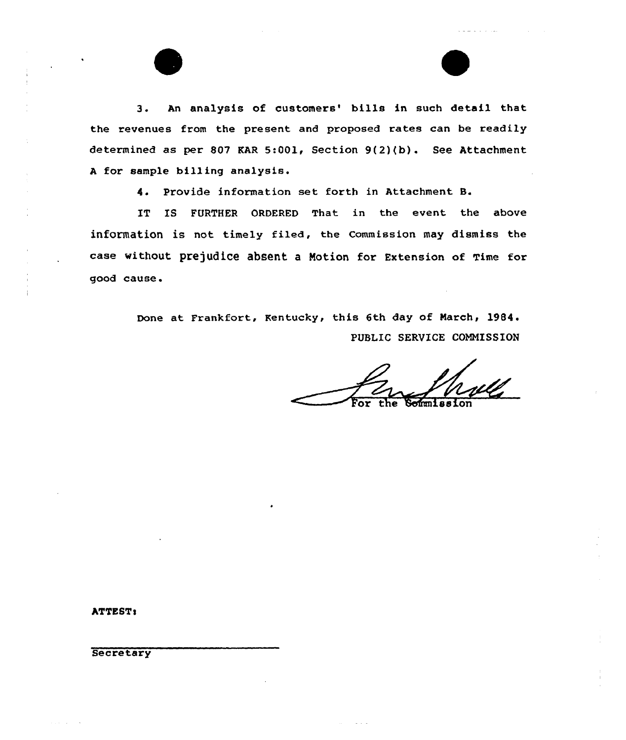3. An analysis of customers' bills in such detail that the revenues from the present and proposed rates can be readily determined as per 807 KAR 5:001, Section 9(2)(b). See Attachment A for sample billing analysis.

4. Provide information set forth in Attachment B.

IT IS FURTHER ORDERED That in the event the above information is not timely filed, the Commission may dismiss the case without prejudice absent a Motion for Extension of Time for good cause.

Done at Frankfort, Kentucky, this 6th day of March, 1984.

PUBLIC SERVICE COMMISSION

For the Commission

ATTEST:

Secretary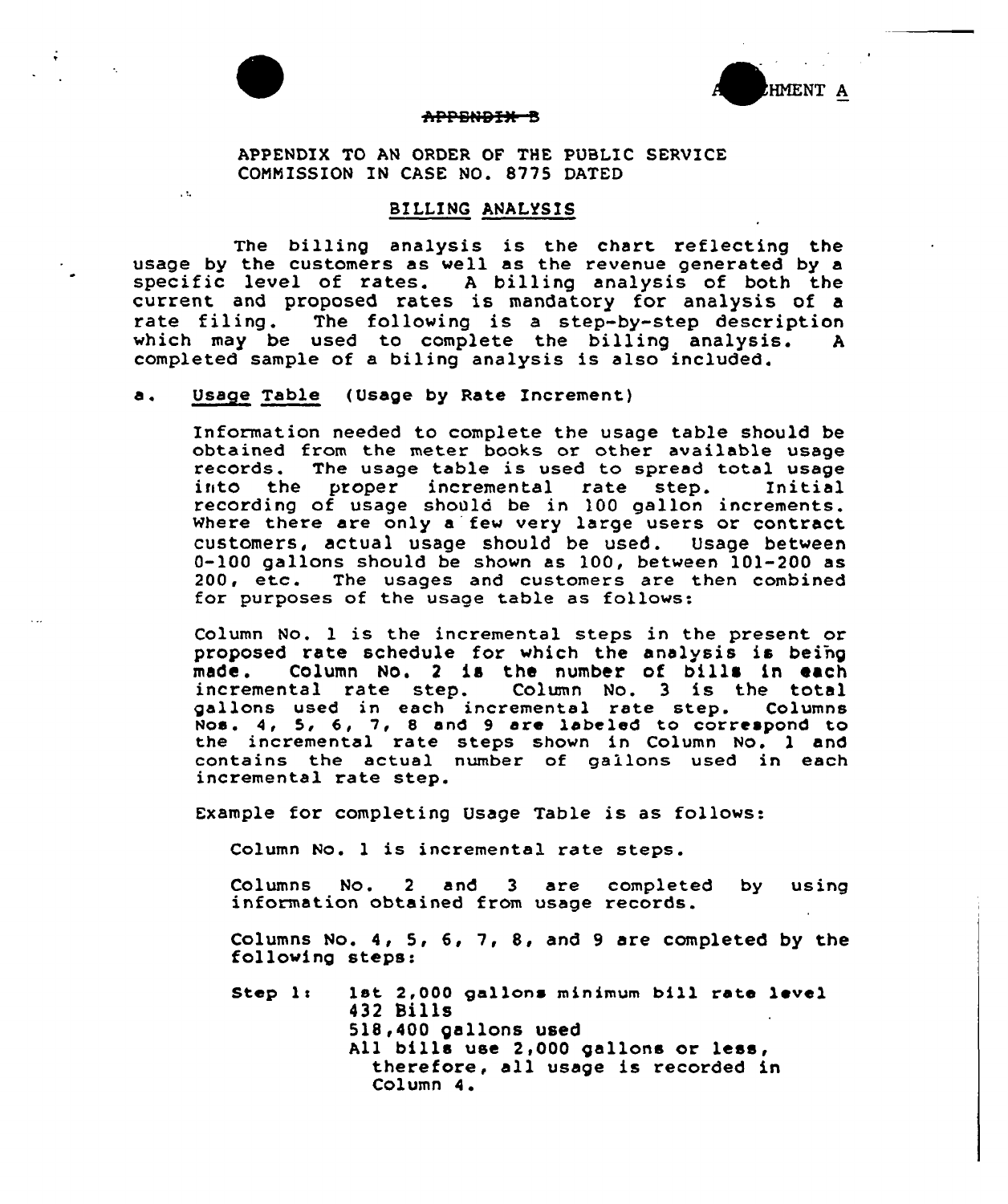ATTACHMENT A

~~APPENDIX B~~

APPENDIX TO AN ORDER OF THE PUBLIC SERVICE COMMISSION IN CASE NO. 8775 DATED

## BILLING ANALYSIS

The billing analysis is the chart reflecting the usage by the customers as well as the revenue generated by a specific level of rates. A billing analysis of both the current and proposed rates is mandatory for analysis of a rate filing. The following is a step-by-step description which may be used to complete the billing analysis. A completed sample of a biling analysis is also included.

a. Usage Table (Usage by Rate Increment)

Information needed to complete the usage table should be obtained from the meter books or other available usage records. The usage table is used to spread total usage into the proper incremental rate step. Initial recording of usage should be in 100 gallon increments. Where there are only a few very large users or contract customers, actual usage should be used. Usage between 0-100 gallons should be shown as 100, between 101-200 as 200, etc. The usages and customers are then combined for purposes of the usage table as follows:

Column No. 1 is the incremental steps in the present or proposed rate schedule for which the analysis is being made. Column No. 2 is the number of bills in each incremental rate step. Column No. 3 is the total gallons used in each incremental rate step. Columns Nos. 4, 5, 6, 7, 8 and 9 are labeled to correspond to the incremental rate steps shown in Column No. 1 and contains the actual number of gallons used in each incremental rate step.

Example for completing Usage Table is as follows:

Column No. 1 is incremental rate steps.

Columns No. 2 and 3 are completed by using information obtained from usage records.

Columns No. 4, 5, 6, 7, 8, and 9 are completed by the following steps:

Step 1: 1st 2,000 gallons minimum bill rate level
432 Bills
518,400 gallons used
All bills use 2,000 gallons or less, therefore, all usage is recorded in Column 4.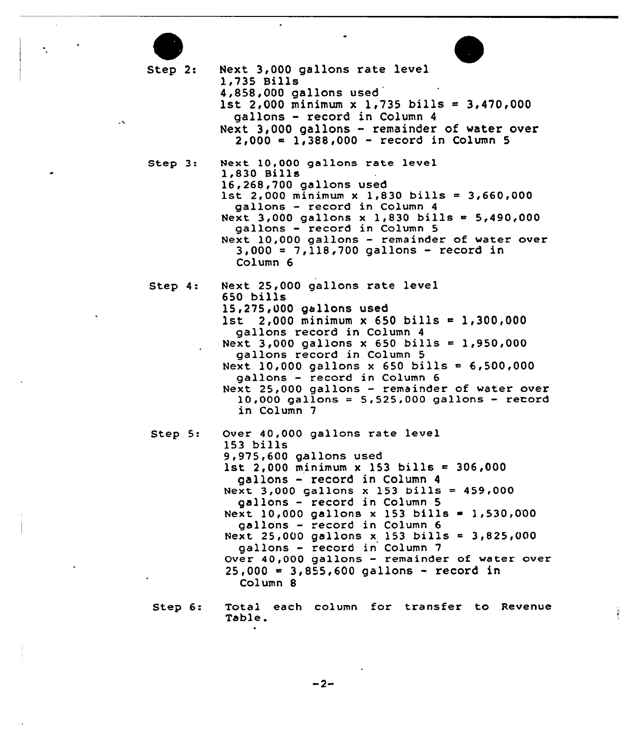Step 2: Next 3,000 gallons rate level
1,735 Bills
4,858,000 gallons used
1st 2,000 minimum x 1,735 bills = 3,470,000 gallons - record in Column 4
Next 3,000 gallons - remainder of water over 2,000 = 1,388,000 - record in Column 5

Step 3: Next 10,000 gallons rate level
1,830 Bills
16,268,700 gallons used
1st 2,000 minimum x 1,830 bills = 3,660,000 gallons - record in Column 4
Next 3,000 gallons x 1,830 bills = 5,490,000 gallons - record in Column 5
Next 10,000 gallons - remainder of water over 3,000 = 7,118,700 gallons - record in Column 6

Step 4: Next 25,000 gallons rate level
650 bills
15,275,000 gallons used
1st 2,000 minimum x 650 bills = 1,300,000 gallons record in Column 4
Next 3,000 gallons x 650 bills = 1,950,000 gallons record in Column 5
Next 10,000 gallons x 650 bills = 6,500,000 gallons - record in Column 6
Next 25,000 gallons - remainder of water over 10,000 gallons = 5,525,000 gallons - record in Column 7

Step 5: Over 40,000 gallons rate level
153 bills
9,975,600 gallons used
1st 2,000 minimum x 153 bills = 306,000 gallons - record in Column 4
Next 3,000 gallons x 153 bills = 459,000 gallons - record in Column 5
Next 10,000 gallons x 153 bills = 1,530,000 gallons - record in Column 6
Next 25,000 gallons x 153 bills = 3,825,000 gallons - record in Column 7
Over 40,000 gallons - remainder of water over 25,000 = 3,855,600 gallons - record in Column 8

Step 6: Total each column for transfer to Revenue Table.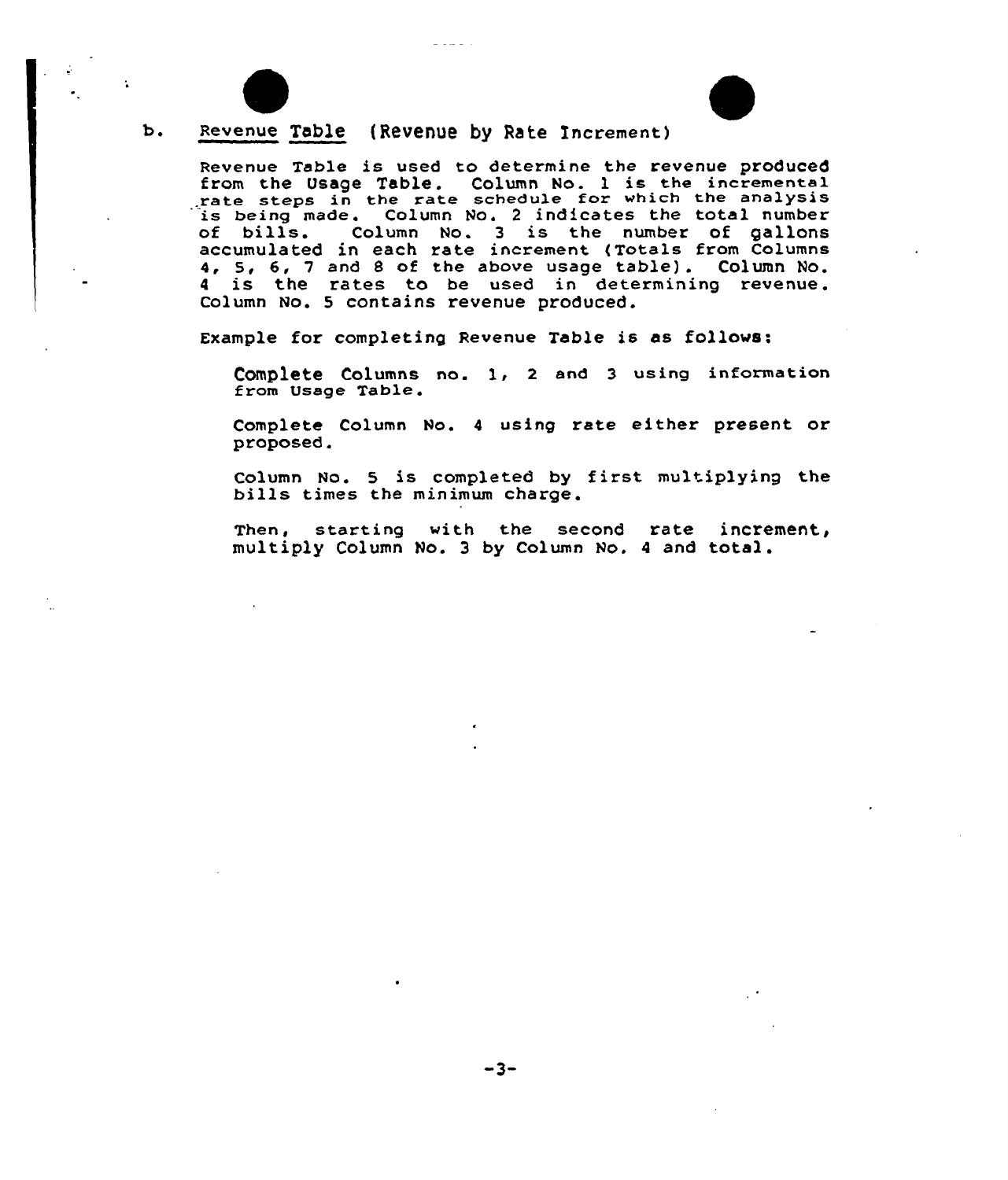b. Revenue Table (Revenue by Rate Increment)

Revenue Table is used to determine the revenue produced from the Usage Table. Column No. 1 is the incremental rate steps in the rate schedule for which the analysis is being made. Column No. 2 indicates the total number of bills. Column No. 3 is the number of gallons accumulated in each rate increment (Totals from Columns 4, 5, 6, 7 and 8 of the above usage table). Column No. 4 is the rates to be used in determining revenue. Column No. 5 contains revenue produced.

Example for completing Revenue Table is as follows:

Complete Columns no. 1, 2 and 3 using information from Usage Table.

Complete Column No. 4 using rate either present or proposed.

Column No. 5 is completed by first multiplying the bills times the minimum charge.

Then, starting with the second rate increment, multiply Column No. 3 by Column No. 4 and total.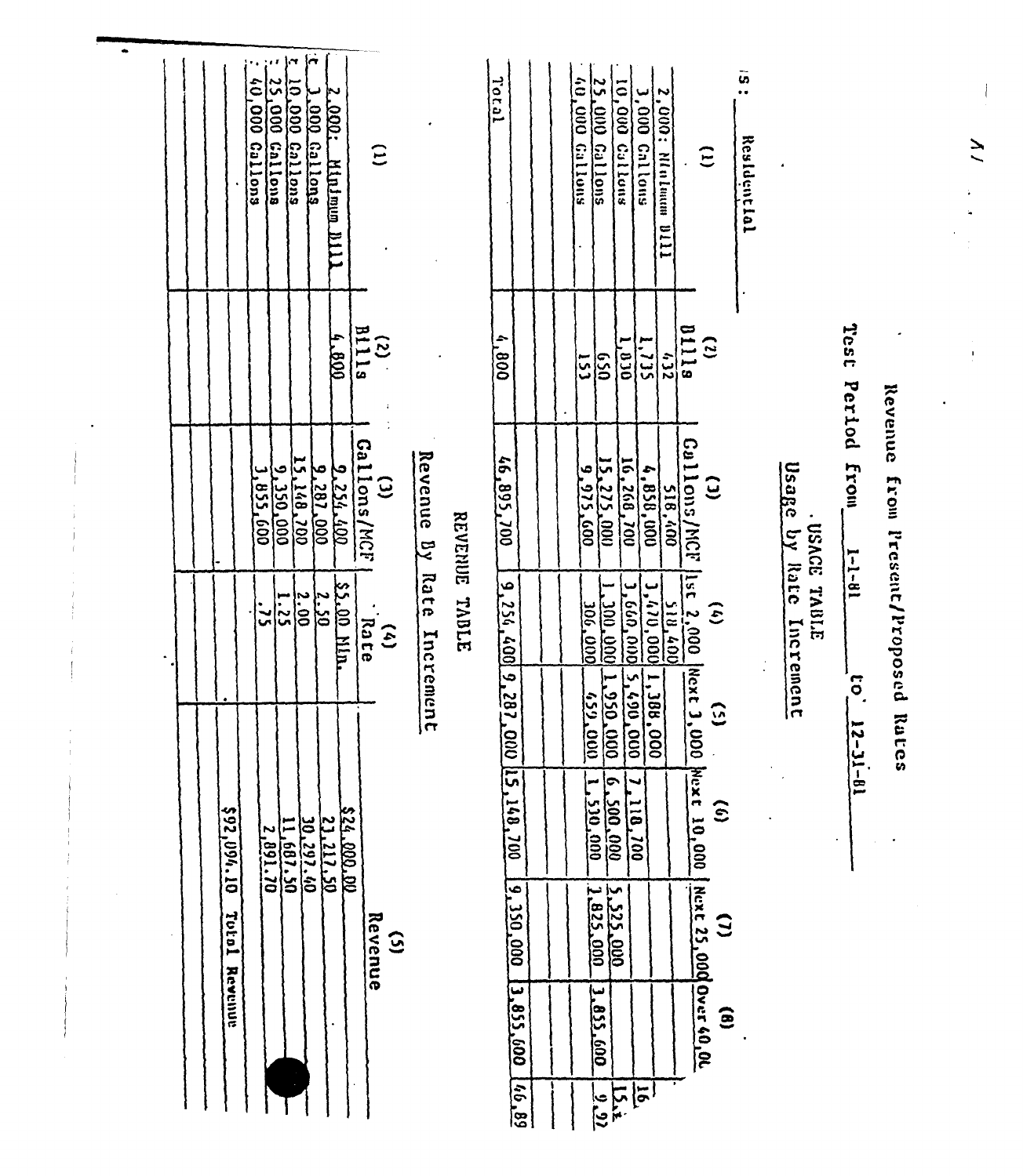# Revenue from Present/Proposed Rates

Test Period from 1-1-81 to 12-31-81

## USAGE TABLE

### Usage by Rate Increment

s: Residential

| (1) | (2) Bills | (3) Gallons/MCF | (4) 1st 2,000 | (5) Next 3,000 | (6) Next 10,000 | (7) Next 25,000 | (8) Over 40,00 | |
|---|---|---|---|---|---|---|---|---|
| 2,000: Minimum Bill | 432 | 518,400 | 518,400 | | | | | |
| 3,000 Gallons | 1,735 | 4,858,000 | 3,470,000 | 1,388,000 | | | | 16, |
| 10,000 Gallons | 1,830 | 16,268,700 | 3,660,000 | 5,490,000 | 7,118,700 | | | |
| 25,000 Gallons | 650 | 15,275,000 | 1,300,000 | 1,950,000 | 6,500,000 | 5,525,000 | | 15,2 |
| 40,000 Gallons | 153 | 9,975,600 | 306,000 | 459,000 | 1,530,000 | 1,825,000 | 3,855,600 | 9,97 |
| Total | 4,800 | 46,895,700 | 9,254,400 | 9,287,000 | 15,148,700 | 9,350,000 | 3,855,600 | 46,89 |

## REVENUE TABLE

### Revenue By Rate Increment

| (1) | (2) Bills | (3) Gallons/MCF | (4) Rate | (5) Revenue |
|---|---|---|---|---|
| 2,000: Minimum Bill | 4,800 | 9,254,400 | $5.00 Min. | $24,000.00 |
| 3,000 Gallons | | 9,287,000 | 2.50 | 23,217.50 |
| 10,000 Gallons | | 15,148,700 | 2.00 | 30,297.40 |
| 25,000 Gallons | | 9,350,000 | 1.25 | 11,687.50 |
| 40,000 Gallons | | 3,855,600 | .75 | 2,891.70 |
| | | | | $92,094.10 Total Revenue |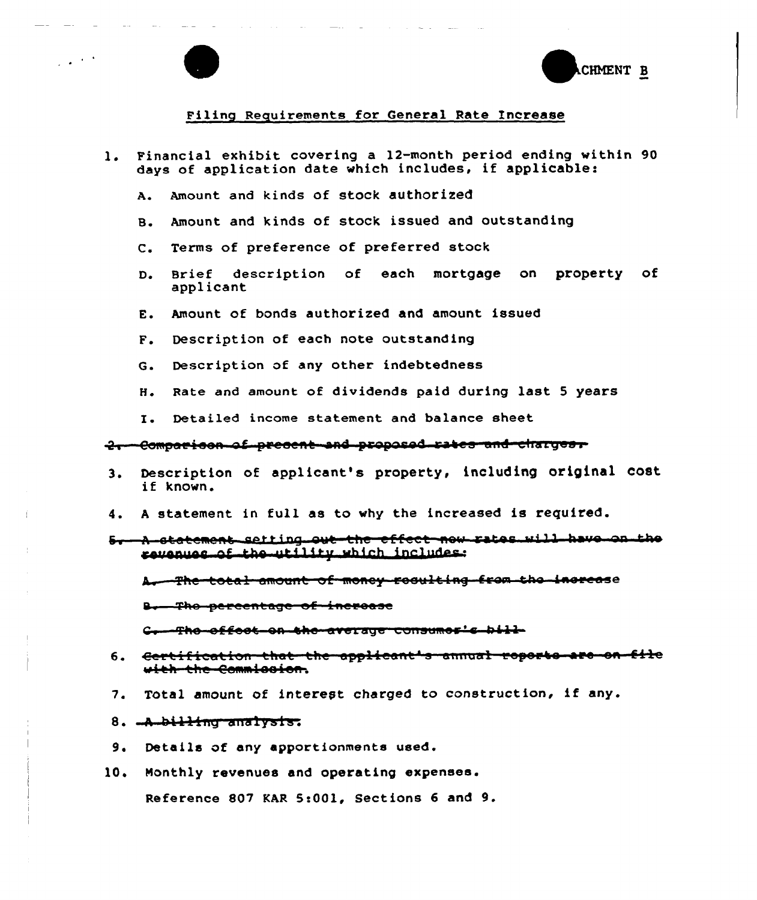ATTACHMENT B

## Filing Requirements for General Rate Increase

1. Financial exhibit covering a 12-month period ending within 90 days of application date which includes, if applicable:

   A. Amount and kinds of stock authorized

   B. Amount and kinds of stock issued and outstanding

   C. Terms of preference of preferred stock

   D. Brief description of each mortgage on property of applicant

   E. Amount of bonds authorized and amount issued

   F. Description of each note outstanding

   G. Description of any other indebtedness

   H. Rate and amount of dividends paid during last 5 years

   I. Detailed income statement and balance sheet

2. ~~Comparison of present and proposed rates and charges.~~

3. Description of applicant's property, including original cost if known.

4. A statement in full as to why the increased is required.

5. ~~A statement setting out the effect new rates will have on the revenues of the utility which includes:~~

   ~~A. The total amount of money resulting from the increase~~

   ~~B. The percentage of increase~~

   ~~C. The effect on the average consumer's bill~~

6. ~~Certification that the applicant's annual reports are on file with the Commission.~~

7. Total amount of interest charged to construction, if any.

8. ~~A billing analysis.~~

9. Details of any apportionments used.

10. Monthly revenues and operating expenses.

Reference 807 KAR 5:001, Sections 6 and 9.